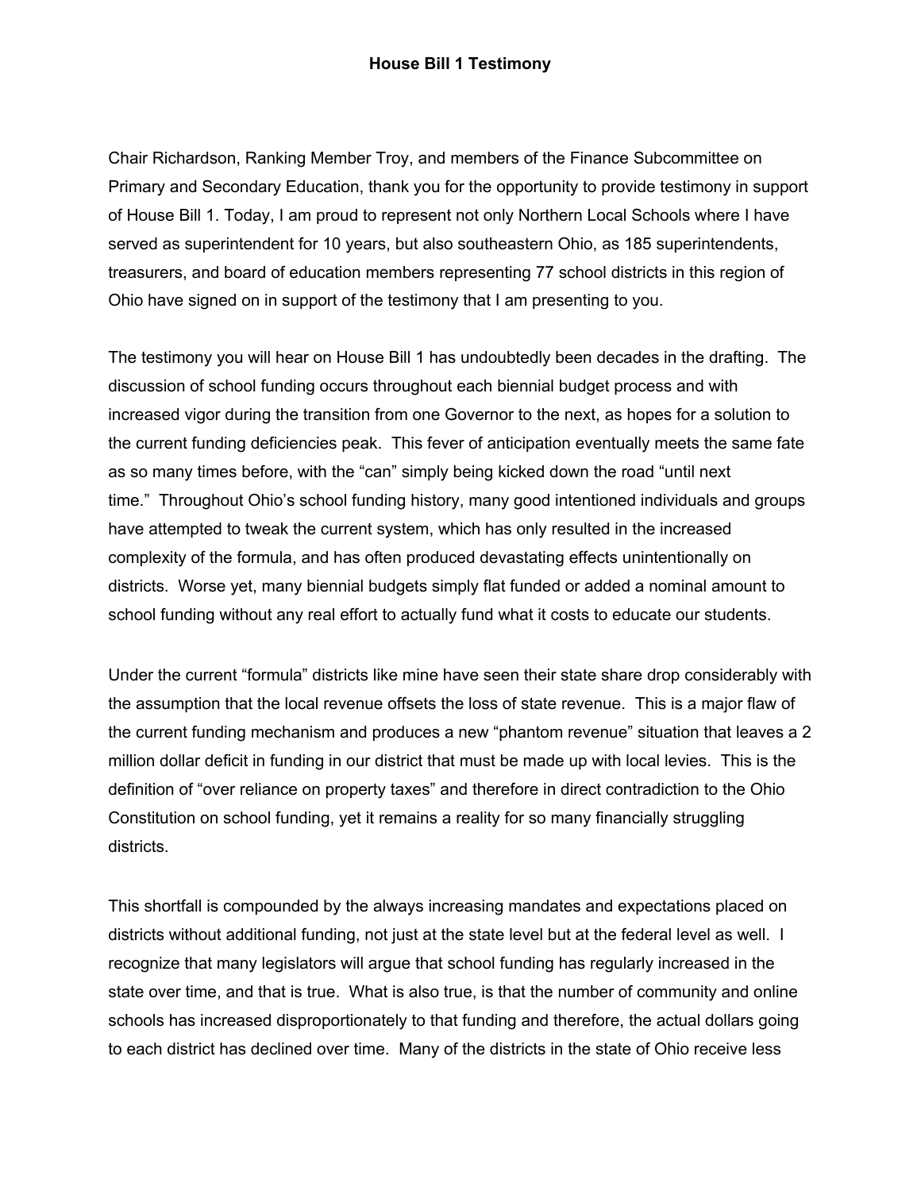# House Bill 1 Testimony

Chair Richardson, Ranking Member Troy, and members of the Finance Subcommittee on Primary and Secondary Education, thank you for the opportunity to provide testimony in support of House Bill 1. Today, I am proud to represent not only Northern Local Schools where I have served as superintendent for 10 years, but also southeastern Ohio, as 185 superintendents, treasurers, and board of education members representing 77 school districts in this region of Ohio have signed on in support of the testimony that I am presenting to you.

The testimony you will hear on House Bill 1 has undoubtedly been decades in the drafting. The discussion of school funding occurs throughout each biennial budget process and with increased vigor during the transition from one Governor to the next, as hopes for a solution to the current funding deficiencies peak. This fever of anticipation eventually meets the same fate as so many times before, with the "can" simply being kicked down the road "until next time." Throughout Ohio's school funding history, many good intentioned individuals and groups have attempted to tweak the current system, which has only resulted in the increased complexity of the formula, and has often produced devastating effects unintentionally on districts. Worse yet, many biennial budgets simply flat funded or added a nominal amount to school funding without any real effort to actually fund what it costs to educate our students.

Under the current "formula" districts like mine have seen their state share drop considerably with the assumption that the local revenue offsets the loss of state revenue. This is a major flaw of the current funding mechanism and produces a new "phantom revenue" situation that leaves a 2 million dollar deficit in funding in our district that must be made up with local levies. This is the definition of "over reliance on property taxes" and therefore in direct contradiction to the Ohio Constitution on school funding, yet it remains a reality for so many financially struggling districts.

This shortfall is compounded by the always increasing mandates and expectations placed on districts without additional funding, not just at the state level but at the federal level as well. I recognize that many legislators will argue that school funding has regularly increased in the state over time, and that is true. What is also true, is that the number of community and online schools has increased disproportionately to that funding and therefore, the actual dollars going to each district has declined over time. Many of the districts in the state of Ohio receive less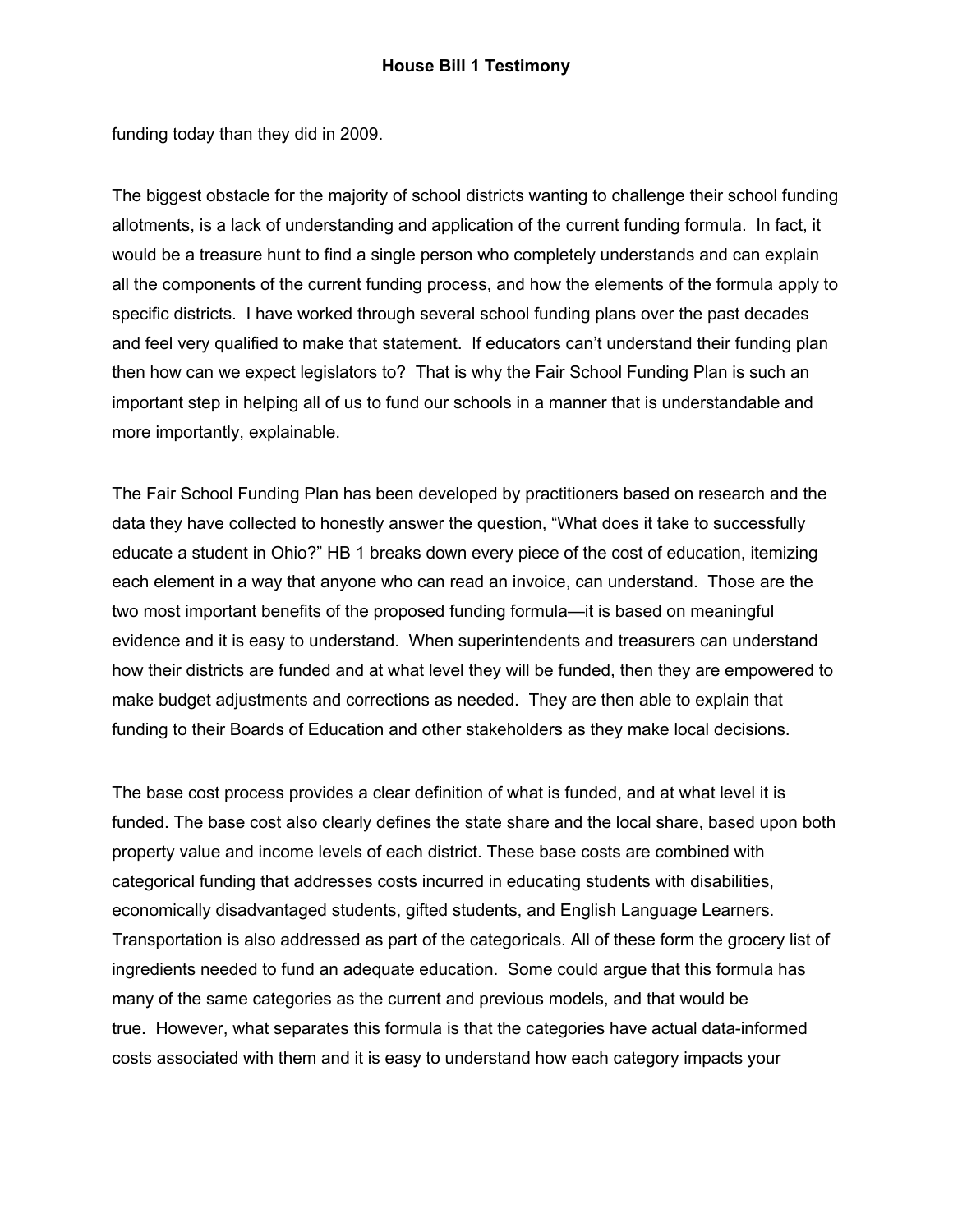funding today than they did in 2009.

The biggest obstacle for the majority of school districts wanting to challenge their school funding allotments, is a lack of understanding and application of the current funding formula. In fact, it would be a treasure hunt to find a single person who completely understands and can explain all the components of the current funding process, and how the elements of the formula apply to specific districts. I have worked through several school funding plans over the past decades and feel very qualified to make that statement. If educators can't understand their funding plan then how can we expect legislators to? That is why the Fair School Funding Plan is such an important step in helping all of us to fund our schools in a manner that is understandable and more importantly, explainable.

The Fair School Funding Plan has been developed by practitioners based on research and the data they have collected to honestly answer the question, "What does it take to successfully educate a student in Ohio?" HB 1 breaks down every piece of the cost of education, itemizing each element in a way that anyone who can read an invoice, can understand. Those are the two most important benefits of the proposed funding formula—it is based on meaningful evidence and it is easy to understand. When superintendents and treasurers can understand how their districts are funded and at what level they will be funded, then they are empowered to make budget adjustments and corrections as needed. They are then able to explain that funding to their Boards of Education and other stakeholders as they make local decisions.

The base cost process provides a clear definition of what is funded, and at what level it is funded. The base cost also clearly defines the state share and the local share, based upon both property value and income levels of each district. These base costs are combined with categorical funding that addresses costs incurred in educating students with disabilities, economically disadvantaged students, gifted students, and English Language Learners. Transportation is also addressed as part of the categoricals. All of these form the grocery list of ingredients needed to fund an adequate education. Some could argue that this formula has many of the same categories as the current and previous models, and that would be true. However, what separates this formula is that the categories have actual data-informed costs associated with them and it is easy to understand how each category impacts your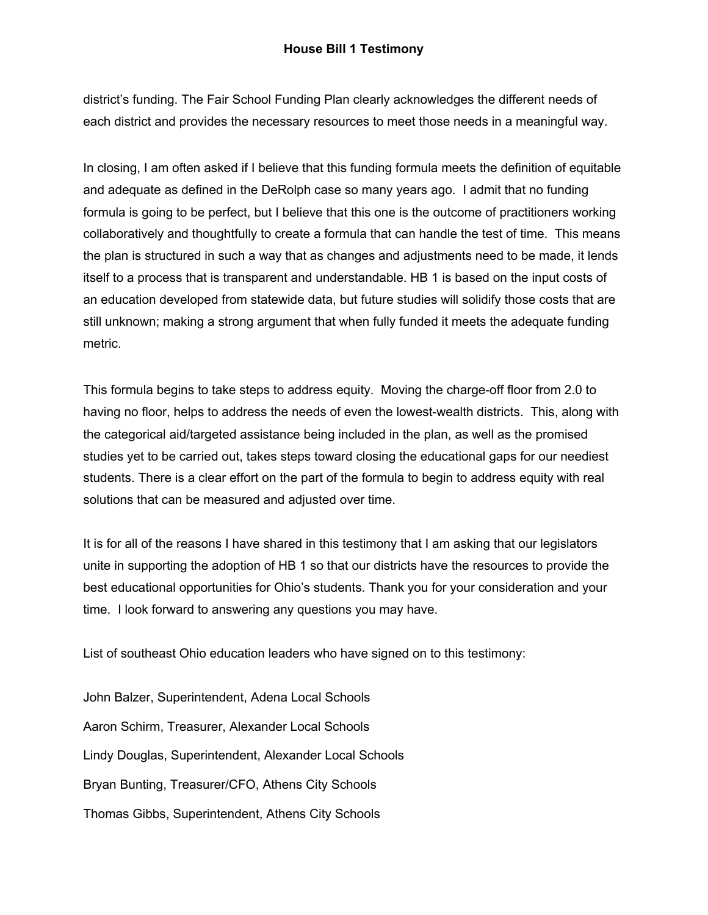district's funding. The Fair School Funding Plan clearly acknowledges the different needs of each district and provides the necessary resources to meet those needs in a meaningful way.

In closing, I am often asked if I believe that this funding formula meets the definition of equitable and adequate as defined in the DeRolph case so many years ago. I admit that no funding formula is going to be perfect, but I believe that this one is the outcome of practitioners working collaboratively and thoughtfully to create a formula that can handle the test of time. This means the plan is structured in such a way that as changes and adjustments need to be made, it lends itself to a process that is transparent and understandable. HB 1 is based on the input costs of an education developed from statewide data, but future studies will solidify those costs that are still unknown; making a strong argument that when fully funded it meets the adequate funding metric.

This formula begins to take steps to address equity. Moving the charge-off floor from 2.0 to having no floor, helps to address the needs of even the lowest-wealth districts. This, along with the categorical aid/targeted assistance being included in the plan, as well as the promised studies yet to be carried out, takes steps toward closing the educational gaps for our neediest students. There is a clear effort on the part of the formula to begin to address equity with real solutions that can be measured and adjusted over time.

It is for all of the reasons I have shared in this testimony that I am asking that our legislators unite in supporting the adoption of HB 1 so that our districts have the resources to provide the best educational opportunities for Ohio's students. Thank you for your consideration and your time. I look forward to answering any questions you may have.

List of southeast Ohio education leaders who have signed on to this testimony:

John Balzer, Superintendent, Adena Local Schools

Aaron Schirm, Treasurer, Alexander Local Schools

Lindy Douglas, Superintendent, Alexander Local Schools

Bryan Bunting, Treasurer/CFO, Athens City Schools

Thomas Gibbs, Superintendent, Athens City Schools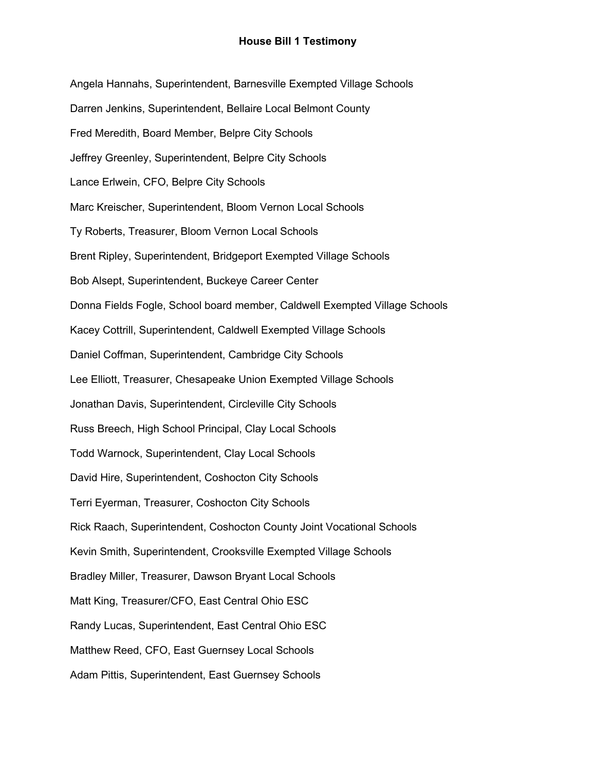# House Bill 1 Testimony

Angela Hannahs, Superintendent, Barnesville Exempted Village Schools

Darren Jenkins, Superintendent, Bellaire Local Belmont County

Fred Meredith, Board Member, Belpre City Schools

Jeffrey Greenley, Superintendent, Belpre City Schools

Lance Erlwein, CFO, Belpre City Schools

Marc Kreischer, Superintendent, Bloom Vernon Local Schools

Ty Roberts, Treasurer, Bloom Vernon Local Schools

Brent Ripley, Superintendent, Bridgeport Exempted Village Schools

Bob Alsept, Superintendent, Buckeye Career Center

Donna Fields Fogle, School board member, Caldwell Exempted Village Schools

Kacey Cottrill, Superintendent, Caldwell Exempted Village Schools

Daniel Coffman, Superintendent, Cambridge City Schools

Lee Elliott, Treasurer, Chesapeake Union Exempted Village Schools

Jonathan Davis, Superintendent, Circleville City Schools

Russ Breech, High School Principal, Clay Local Schools

Todd Warnock, Superintendent, Clay Local Schools

David Hire, Superintendent, Coshocton City Schools

Terri Eyerman, Treasurer, Coshocton City Schools

Rick Raach, Superintendent, Coshocton County Joint Vocational Schools

Kevin Smith, Superintendent, Crooksville Exempted Village Schools

Bradley Miller, Treasurer, Dawson Bryant Local Schools

Matt King, Treasurer/CFO, East Central Ohio ESC

Randy Lucas, Superintendent, East Central Ohio ESC

Matthew Reed, CFO, East Guernsey Local Schools

Adam Pittis, Superintendent, East Guernsey Schools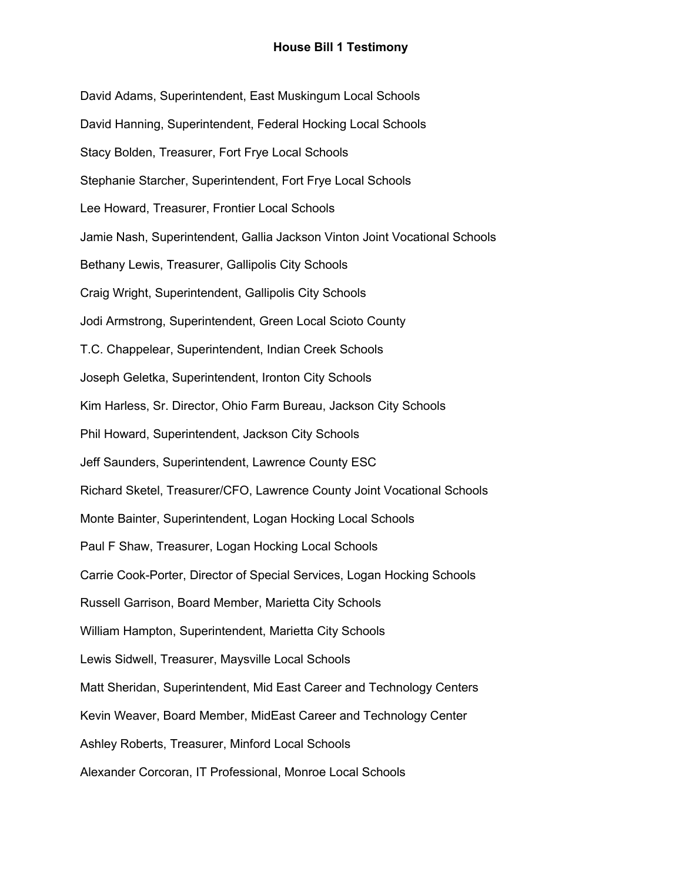**House Bill 1 Testimony**

David Adams, Superintendent, East Muskingum Local Schools

David Hanning, Superintendent, Federal Hocking Local Schools

Stacy Bolden, Treasurer, Fort Frye Local Schools

Stephanie Starcher, Superintendent, Fort Frye Local Schools

Lee Howard, Treasurer, Frontier Local Schools

Jamie Nash, Superintendent, Gallia Jackson Vinton Joint Vocational Schools

Bethany Lewis, Treasurer, Gallipolis City Schools

Craig Wright, Superintendent, Gallipolis City Schools

Jodi Armstrong, Superintendent, Green Local Scioto County

T.C. Chappelear, Superintendent, Indian Creek Schools

Joseph Geletka, Superintendent, Ironton City Schools

Kim Harless, Sr. Director, Ohio Farm Bureau, Jackson City Schools

Phil Howard, Superintendent, Jackson City Schools

Jeff Saunders, Superintendent, Lawrence County ESC

Richard Sketel, Treasurer/CFO, Lawrence County Joint Vocational Schools

Monte Bainter, Superintendent, Logan Hocking Local Schools

Paul F Shaw, Treasurer, Logan Hocking Local Schools

Carrie Cook-Porter, Director of Special Services, Logan Hocking Schools

Russell Garrison, Board Member, Marietta City Schools

William Hampton, Superintendent, Marietta City Schools

Lewis Sidwell, Treasurer, Maysville Local Schools

Matt Sheridan, Superintendent, Mid East Career and Technology Centers

Kevin Weaver, Board Member, MidEast Career and Technology Center

Ashley Roberts, Treasurer, Minford Local Schools

Alexander Corcoran, IT Professional, Monroe Local Schools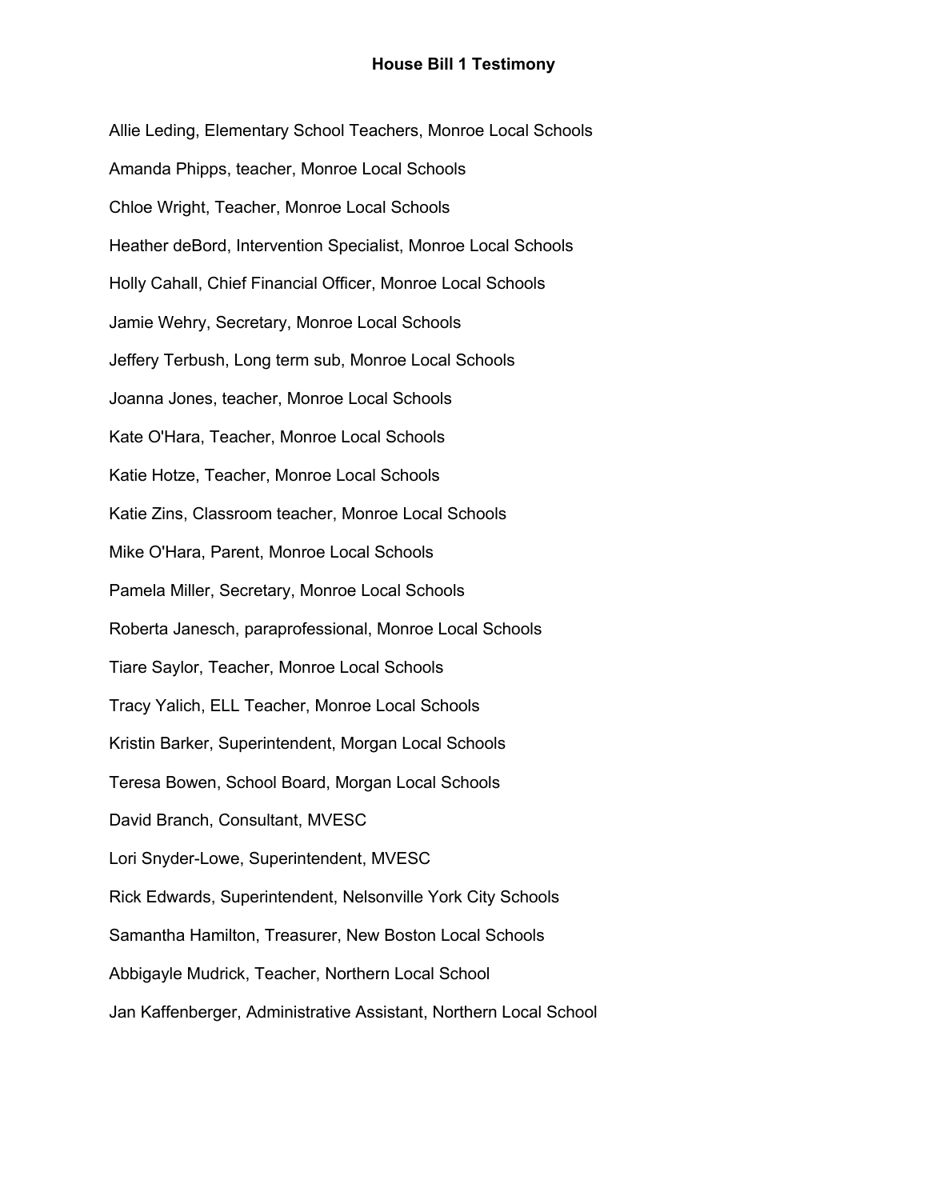**House Bill 1 Testimony**

Allie Leding, Elementary School Teachers, Monroe Local Schools

Amanda Phipps, teacher, Monroe Local Schools

Chloe Wright, Teacher, Monroe Local Schools

Heather deBord, Intervention Specialist, Monroe Local Schools

Holly Cahall, Chief Financial Officer, Monroe Local Schools

Jamie Wehry, Secretary, Monroe Local Schools

Jeffery Terbush, Long term sub, Monroe Local Schools

Joanna Jones, teacher, Monroe Local Schools

Kate O'Hara, Teacher, Monroe Local Schools

Katie Hotze, Teacher, Monroe Local Schools

Katie Zins, Classroom teacher, Monroe Local Schools

Mike O'Hara, Parent, Monroe Local Schools

Pamela Miller, Secretary, Monroe Local Schools

Roberta Janesch, paraprofessional, Monroe Local Schools

Tiare Saylor, Teacher, Monroe Local Schools

Tracy Yalich, ELL Teacher, Monroe Local Schools

Kristin Barker, Superintendent, Morgan Local Schools

Teresa Bowen, School Board, Morgan Local Schools

David Branch, Consultant, MVESC

Lori Snyder-Lowe, Superintendent, MVESC

Rick Edwards, Superintendent, Nelsonville York City Schools

Samantha Hamilton, Treasurer, New Boston Local Schools

Abbigayle Mudrick, Teacher, Northern Local School

Jan Kaffenberger, Administrative Assistant, Northern Local School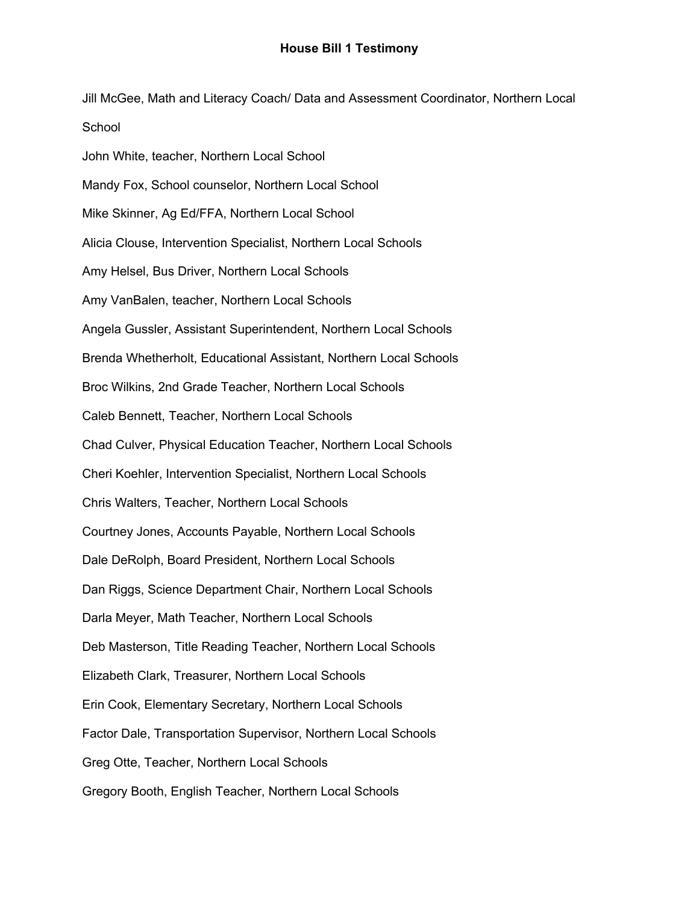**House Bill 1 Testimony**

Jill McGee, Math and Literacy Coach/ Data and Assessment Coordinator, Northern Local School

John White, teacher, Northern Local School

Mandy Fox, School counselor, Northern Local School

Mike Skinner, Ag Ed/FFA, Northern Local School

Alicia Clouse, Intervention Specialist, Northern Local Schools

Amy Helsel, Bus Driver, Northern Local Schools

Amy VanBalen, teacher, Northern Local Schools

Angela Gussler, Assistant Superintendent, Northern Local Schools

Brenda Whetherholt, Educational Assistant, Northern Local Schools

Broc Wilkins, 2nd Grade Teacher, Northern Local Schools

Caleb Bennett, Teacher, Northern Local Schools

Chad Culver, Physical Education Teacher, Northern Local Schools

Cheri Koehler, Intervention Specialist, Northern Local Schools

Chris Walters, Teacher, Northern Local Schools

Courtney Jones, Accounts Payable, Northern Local Schools

Dale DeRolph, Board President, Northern Local Schools

Dan Riggs, Science Department Chair, Northern Local Schools

Darla Meyer, Math Teacher, Northern Local Schools

Deb Masterson, Title Reading Teacher, Northern Local Schools

Elizabeth Clark, Treasurer, Northern Local Schools

Erin Cook, Elementary Secretary, Northern Local Schools

Factor Dale, Transportation Supervisor, Northern Local Schools

Greg Otte, Teacher, Northern Local Schools

Gregory Booth, English Teacher, Northern Local Schools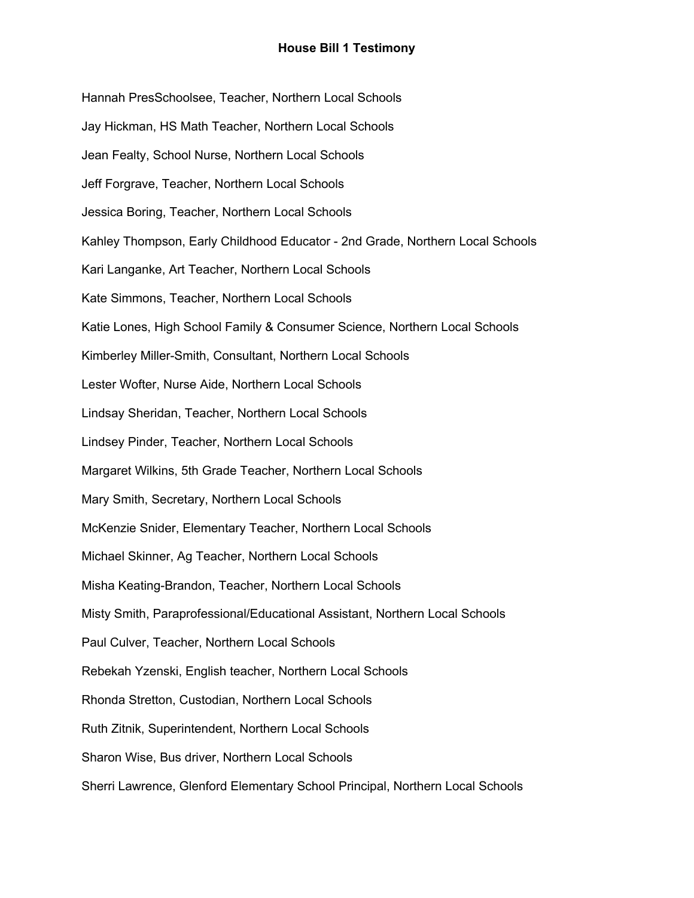**House Bill 1 Testimony**

Hannah PresSchoolsee, Teacher, Northern Local Schools

Jay Hickman, HS Math Teacher, Northern Local Schools

Jean Fealty, School Nurse, Northern Local Schools

Jeff Forgrave, Teacher, Northern Local Schools

Jessica Boring, Teacher, Northern Local Schools

Kahley Thompson, Early Childhood Educator - 2nd Grade, Northern Local Schools

Kari Langanke, Art Teacher, Northern Local Schools

Kate Simmons, Teacher, Northern Local Schools

Katie Lones, High School Family & Consumer Science, Northern Local Schools

Kimberley Miller-Smith, Consultant, Northern Local Schools

Lester Wofter, Nurse Aide, Northern Local Schools

Lindsay Sheridan, Teacher, Northern Local Schools

Lindsey Pinder, Teacher, Northern Local Schools

Margaret Wilkins, 5th Grade Teacher, Northern Local Schools

Mary Smith, Secretary, Northern Local Schools

McKenzie Snider, Elementary Teacher, Northern Local Schools

Michael Skinner, Ag Teacher, Northern Local Schools

Misha Keating-Brandon, Teacher, Northern Local Schools

Misty Smith, Paraprofessional/Educational Assistant, Northern Local Schools

Paul Culver, Teacher, Northern Local Schools

Rebekah Yzenski, English teacher, Northern Local Schools

Rhonda Stretton, Custodian, Northern Local Schools

Ruth Zitnik, Superintendent, Northern Local Schools

Sharon Wise, Bus driver, Northern Local Schools

Sherri Lawrence, Glenford Elementary School Principal, Northern Local Schools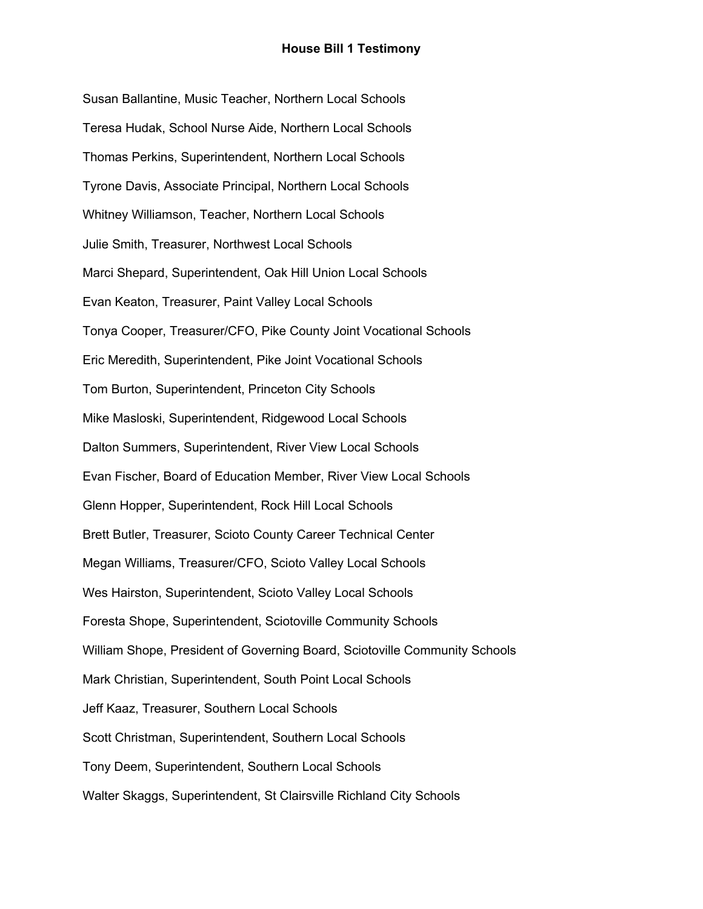**House Bill 1 Testimony**

Susan Ballantine, Music Teacher, Northern Local Schools

Teresa Hudak, School Nurse Aide, Northern Local Schools

Thomas Perkins, Superintendent, Northern Local Schools

Tyrone Davis, Associate Principal, Northern Local Schools

Whitney Williamson, Teacher, Northern Local Schools

Julie Smith, Treasurer, Northwest Local Schools

Marci Shepard, Superintendent, Oak Hill Union Local Schools

Evan Keaton, Treasurer, Paint Valley Local Schools

Tonya Cooper, Treasurer/CFO, Pike County Joint Vocational Schools

Eric Meredith, Superintendent, Pike Joint Vocational Schools

Tom Burton, Superintendent, Princeton City Schools

Mike Masloski, Superintendent, Ridgewood Local Schools

Dalton Summers, Superintendent, River View Local Schools

Evan Fischer, Board of Education Member, River View Local Schools

Glenn Hopper, Superintendent, Rock Hill Local Schools

Brett Butler, Treasurer, Scioto County Career Technical Center

Megan Williams, Treasurer/CFO, Scioto Valley Local Schools

Wes Hairston, Superintendent, Scioto Valley Local Schools

Foresta Shope, Superintendent, Sciotoville Community Schools

William Shope, President of Governing Board, Sciotoville Community Schools

Mark Christian, Superintendent, South Point Local Schools

Jeff Kaaz, Treasurer, Southern Local Schools

Scott Christman, Superintendent, Southern Local Schools

Tony Deem, Superintendent, Southern Local Schools

Walter Skaggs, Superintendent, St Clairsville Richland City Schools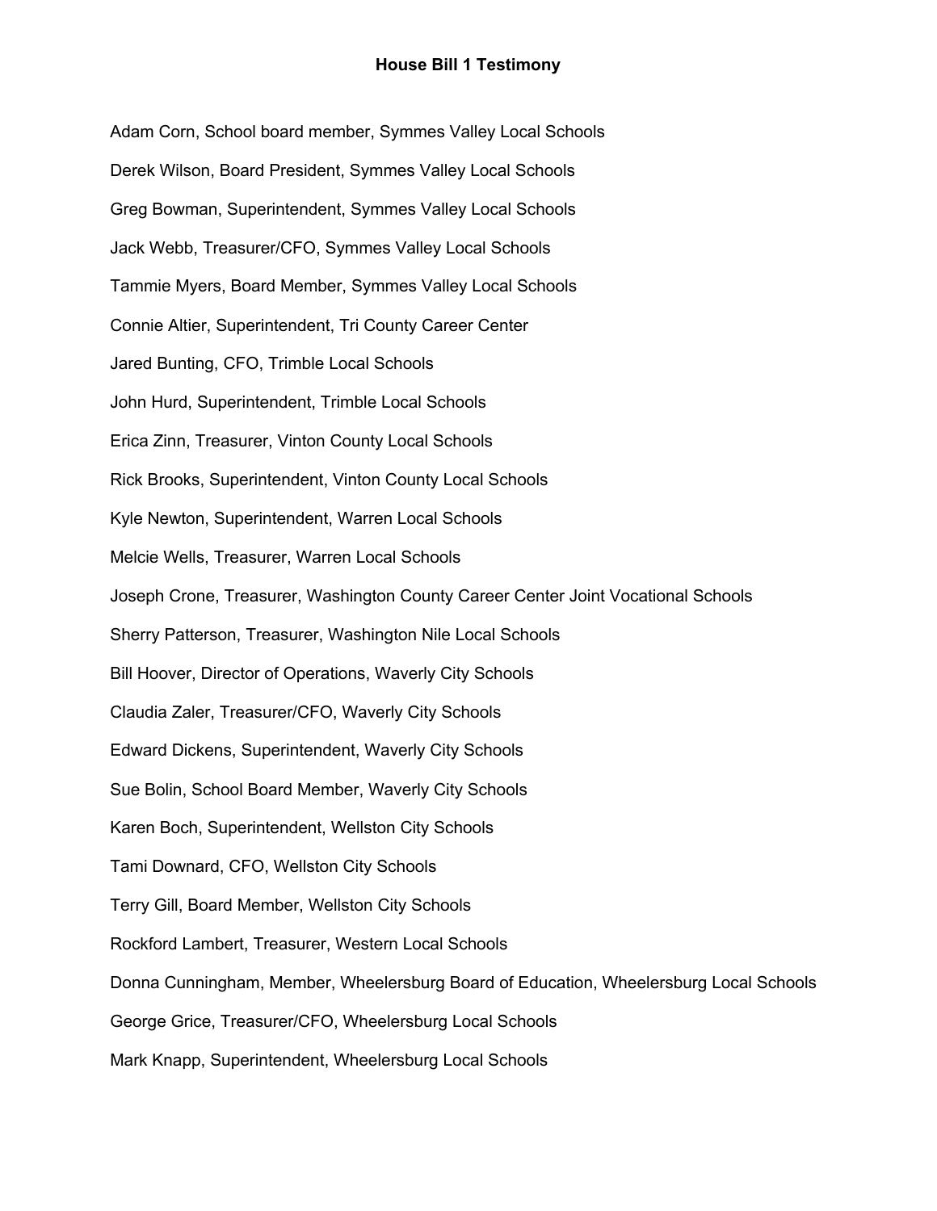**House Bill 1 Testimony**

Adam Corn, School board member, Symmes Valley Local Schools

Derek Wilson, Board President, Symmes Valley Local Schools

Greg Bowman, Superintendent, Symmes Valley Local Schools

Jack Webb, Treasurer/CFO, Symmes Valley Local Schools

Tammie Myers, Board Member, Symmes Valley Local Schools

Connie Altier, Superintendent, Tri County Career Center

Jared Bunting, CFO, Trimble Local Schools

John Hurd, Superintendent, Trimble Local Schools

Erica Zinn, Treasurer, Vinton County Local Schools

Rick Brooks, Superintendent, Vinton County Local Schools

Kyle Newton, Superintendent, Warren Local Schools

Melcie Wells, Treasurer, Warren Local Schools

Joseph Crone, Treasurer, Washington County Career Center Joint Vocational Schools

Sherry Patterson, Treasurer, Washington Nile Local Schools

Bill Hoover, Director of Operations, Waverly City Schools

Claudia Zaler, Treasurer/CFO, Waverly City Schools

Edward Dickens, Superintendent, Waverly City Schools

Sue Bolin, School Board Member, Waverly City Schools

Karen Boch, Superintendent, Wellston City Schools

Tami Downard, CFO, Wellston City Schools

Terry Gill, Board Member, Wellston City Schools

Rockford Lambert, Treasurer, Western Local Schools

Donna Cunningham, Member, Wheelersburg Board of Education, Wheelersburg Local Schools

George Grice, Treasurer/CFO, Wheelersburg Local Schools

Mark Knapp, Superintendent, Wheelersburg Local Schools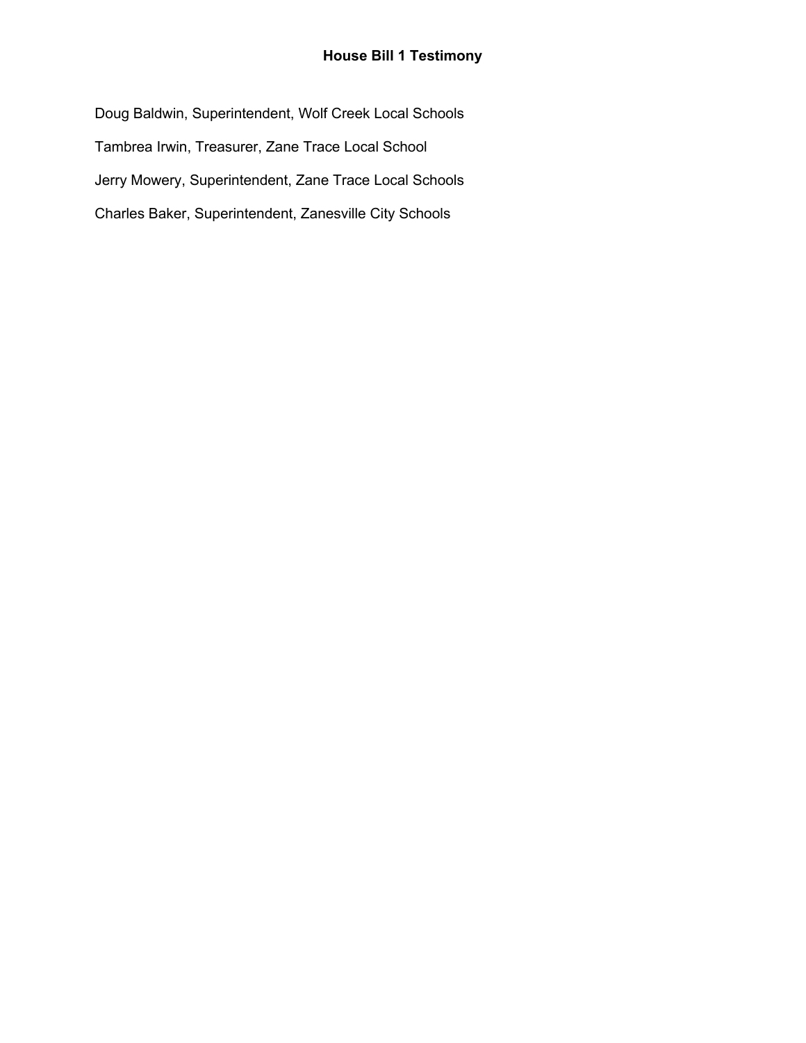**House Bill 1 Testimony**

Doug Baldwin, Superintendent, Wolf Creek Local Schools

Tambrea Irwin, Treasurer, Zane Trace Local School

Jerry Mowery, Superintendent, Zane Trace Local Schools

Charles Baker, Superintendent, Zanesville City Schools